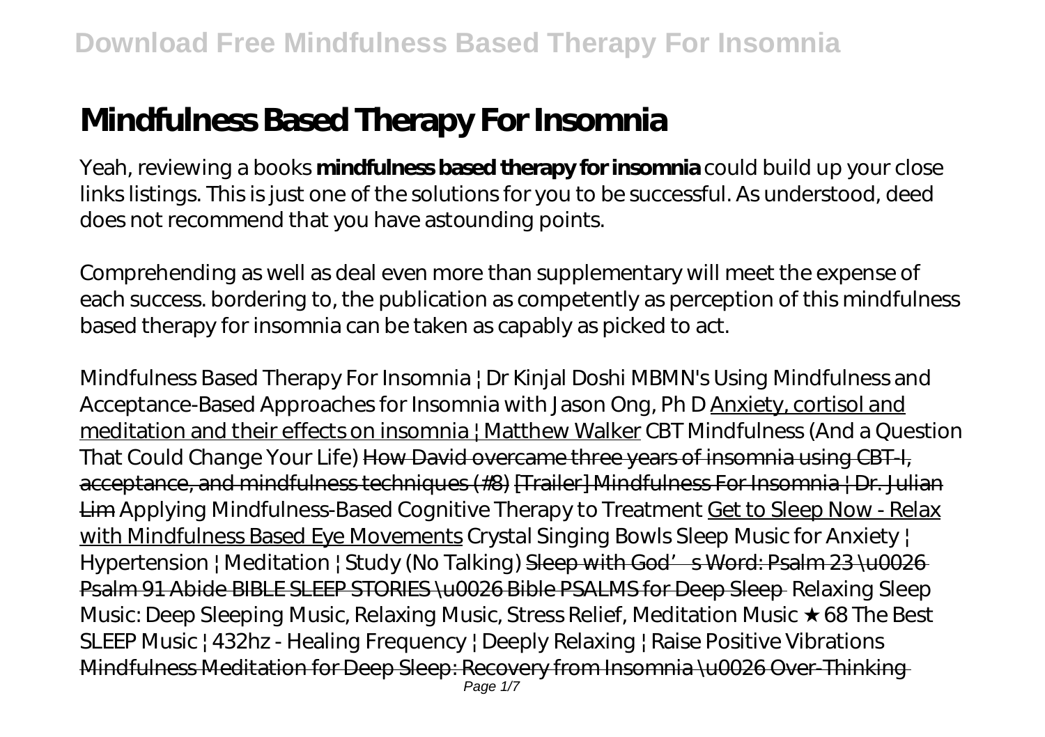# Mindfulness Based Therapy For Insomnia

Yeah, reviewing a books **mindfulness based therapy for insomnia** could build up your close links listings. This is just one of the solutions for you to be successful. As understood, deed does not recommend that you have astounding points.

Comprehending as well as deal even more than supplementary will meet the expense of each success. bordering to, the publication as competently as perception of this mindfulness based therapy for insomnia can be taken as capably as picked to act.

*Mindfulness Based Therapy For Insomnia | Dr Kinjal Doshi MBMN's Using Mindfulness and Acceptance-Based Approaches for Insomnia with Jason Ong, Ph D* Anxiety, cortisol and meditation and their effects on insomnia | Matthew Walker *CBT Mindfulness (And a Question That Could Change Your Life)* How David overcame three years of insomnia using CBT-I, acceptance, and mindfulness techniques (#8) [Trailer] Mindfulness For Insomnia | Dr. Julian Lim *Applying Mindfulness-Based Cognitive Therapy to Treatment* Get to Sleep Now - Relax with Mindfulness Based Eye Movements *Crystal Singing Bowls Sleep Music for Anxiety | Hypertension | Meditation | Study (No Talking)* Sleep with God's Word: Psalm 23 \u0026 Psalm 91 Abide BIBLE SLEEP STORIES \u0026 Bible PSALMS for Deep Sleep *Relaxing Sleep Music: Deep Sleeping Music, Relaxing Music, Stress Relief, Meditation Music ★68 The Best SLEEP Music | 432hz - Healing Frequency | Deeply Relaxing | Raise Positive Vibrations* Mindfulness Meditation for Deep Sleep: Recovery from Insomnia \u0026 Over-Thinking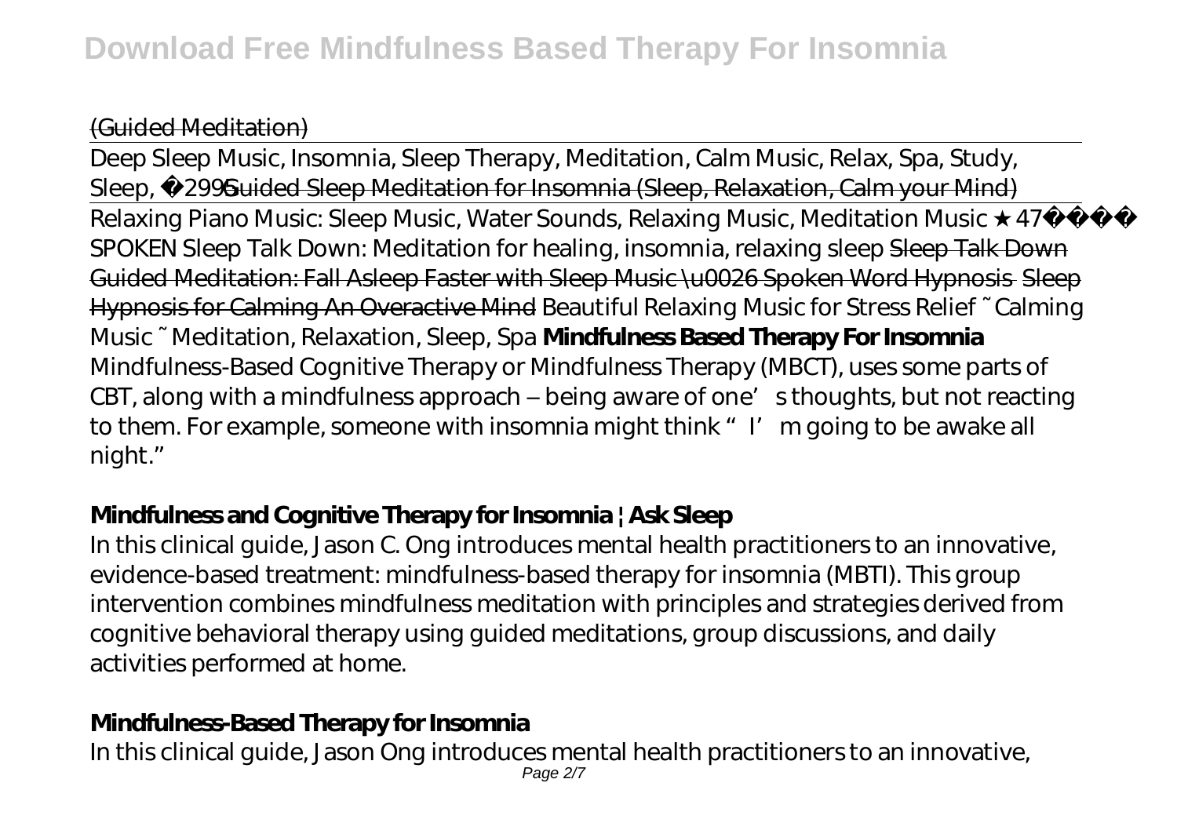(Guided Meditation)

Deep Sleep Music, Insomnia, Sleep Therapy, Meditation, Calm Music, Relax, Spa, Study, Sleep, ☯2996 Guided Sleep Meditation for Insomnia (Sleep, Relaxation, Calm your Mind)

Relaxing Piano Music: Sleep Music, Water Sounds, Relaxing Music, Meditation Music ★47 *SPOKEN Sleep Talk Down: Meditation for healing, insomnia, relaxing sleep* Sleep Talk Down Guided Meditation: Fall Asleep Faster with Sleep Music \u0026 Spoken Word Hypnosis Sleep Hypnosis for Calming An Overactive Mind *Beautiful Relaxing Music for Stress Relief ~ Calming Music ~ Meditation, Relaxation, Sleep, Spa* **Mindfulness Based Therapy For Insomnia**

Mindfulness-Based Cognitive Therapy or Mindfulness Therapy (MBCT), uses some parts of CBT, along with a mindfulness approach – being aware of one's thoughts, but not reacting to them. For example, someone with insomnia might think "I'm going to be awake all night."

## Mindfulness and Cognitive Therapy for Insomnia | Ask Sleep

In this clinical guide, Jason C. Ong introduces mental health practitioners to an innovative, evidence-based treatment: mindfulness-based therapy for insomnia (MBTI). This group intervention combines mindfulness meditation with principles and strategies derived from cognitive behavioral therapy using guided meditations, group discussions, and daily activities performed at home.

## Mindfulness-Based Therapy for Insomnia

In this clinical guide, Jason Ong introduces mental health practitioners to an innovative,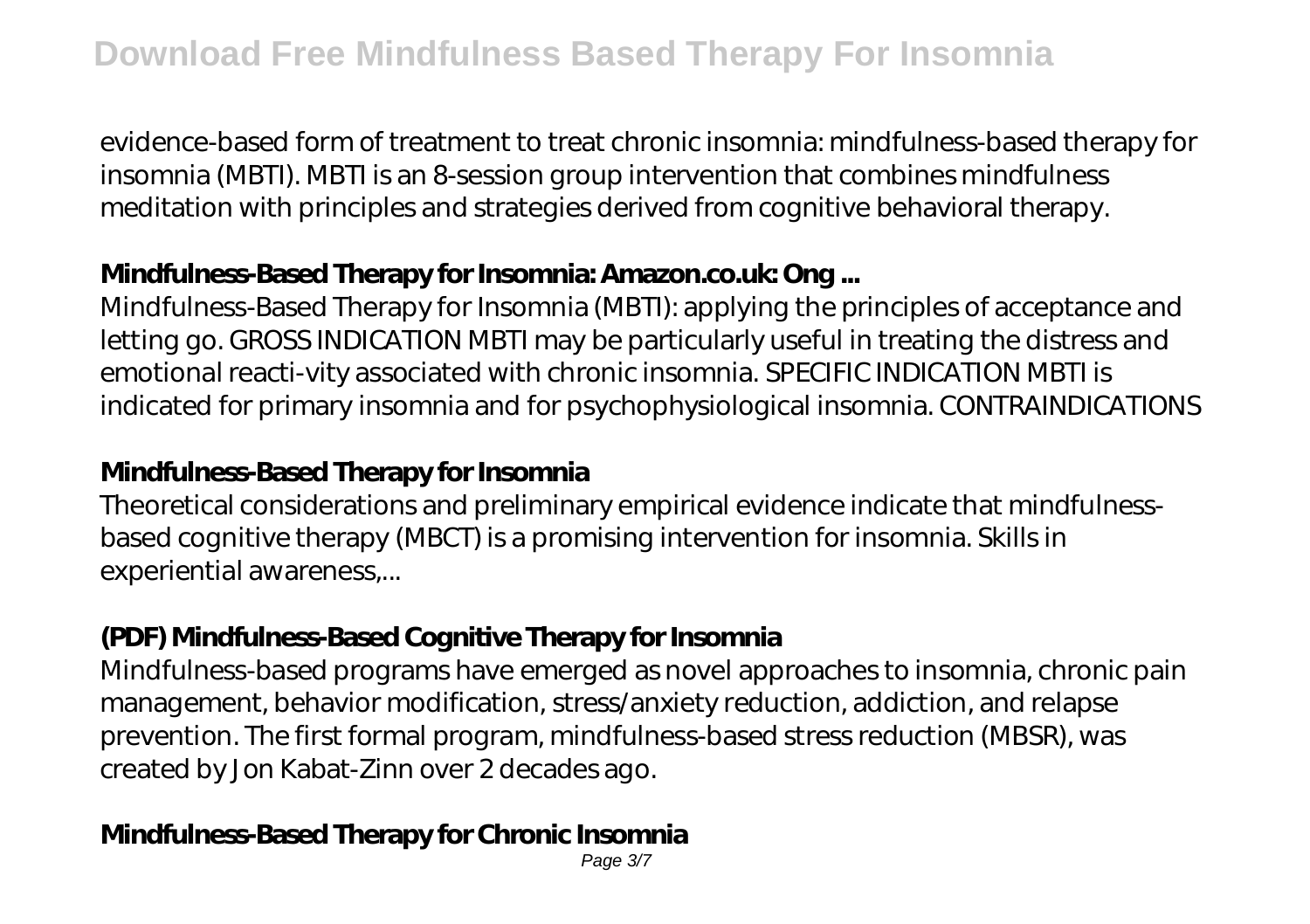evidence-based form of treatment to treat chronic insomnia: mindfulness-based therapy for insomnia (MBTI). MBTI is an 8-session group intervention that combines mindfulness meditation with principles and strategies derived from cognitive behavioral therapy.

### **Mindfulness-Based Therapy for Insomnia: Amazon.co.uk: Ong ...**

Mindfulness-Based Therapy for Insomnia (MBTI): applying the principles of acceptance and letting go. GROSS INDICATION MBTI may be particularly useful in treating the distress and emotional reacti-vity associated with chronic insomnia. SPECIFIC INDICATION MBTI is indicated for primary insomnia and for psychophysiological insomnia. CONTRAINDICATIONS

### **Mindfulness-Based Therapy for Insomnia**

Theoretical considerations and preliminary empirical evidence indicate that mindfulness-based cognitive therapy (MBCT) is a promising intervention for insomnia. Skills in experiential awareness,...

### **(PDF) Mindfulness-Based Cognitive Therapy for Insomnia**

Mindfulness-based programs have emerged as novel approaches to insomnia, chronic pain management, behavior modification, stress/anxiety reduction, addiction, and relapse prevention. The first formal program, mindfulness-based stress reduction (MBSR), was created by Jon Kabat-Zinn over 2 decades ago.

### **Mindfulness-Based Therapy for Chronic Insomnia**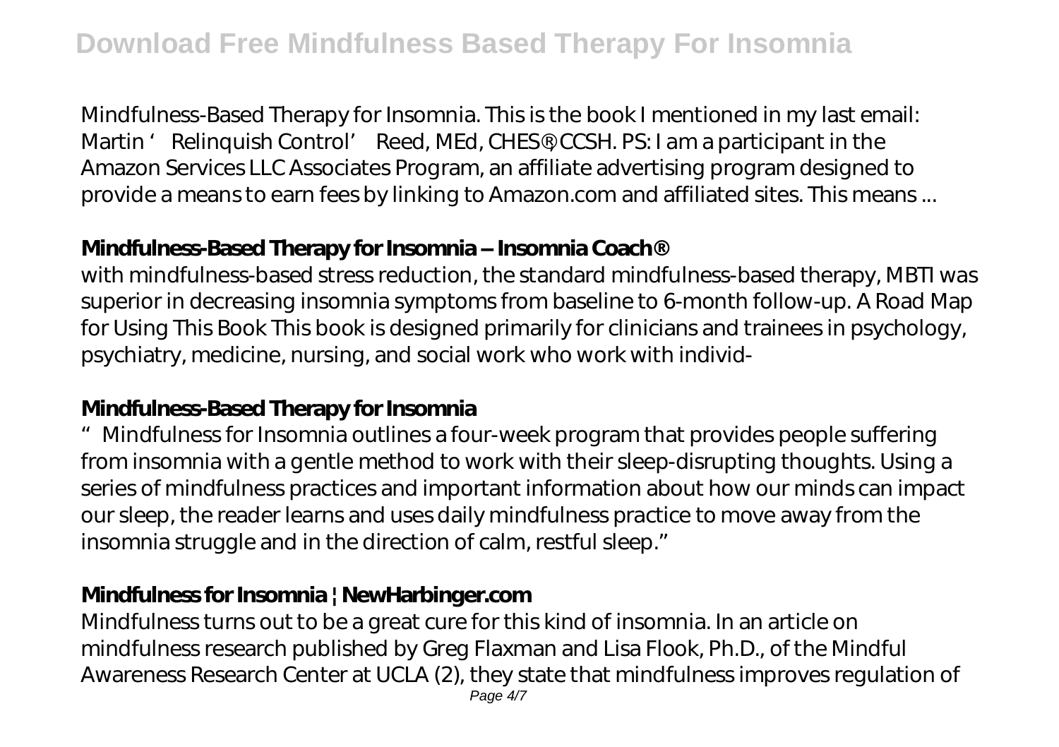Mindfulness-Based Therapy for Insomnia. This is the book I mentioned in my last email: Martin ' Relinquish Control' Reed, MEd, CHES®, CCSH. PS: I am a participant in the Amazon Services LLC Associates Program, an affiliate advertising program designed to provide a means to earn fees by linking to Amazon.com and affiliated sites. This means ...

### Mindfulness-Based Therapy for Insomnia – Insomnia Coach®

with mindfulness-based stress reduction, the standard mindfulness-based therapy, MBTI was superior in decreasing insomnia symptoms from baseline to 6-month follow-up. A Road Map for Using This Book This book is designed primarily for clinicians and trainees in psychology, psychiatry, medicine, nursing, and social work who work with individ-

### Mindfulness-Based Therapy for Insomnia

"Mindfulness for Insomnia outlines a four-week program that provides people suffering from insomnia with a gentle method to work with their sleep-disrupting thoughts. Using a series of mindfulness practices and important information about how our minds can impact our sleep, the reader learns and uses daily mindfulness practice to move away from the insomnia struggle and in the direction of calm, restful sleep."

### Mindfulness for Insomnia | NewHarbinger.com

Mindfulness turns out to be a great cure for this kind of insomnia. In an article on mindfulness research published by Greg Flaxman and Lisa Flook, Ph.D., of the Mindful Awareness Research Center at UCLA (2), they state that mindfulness improves regulation of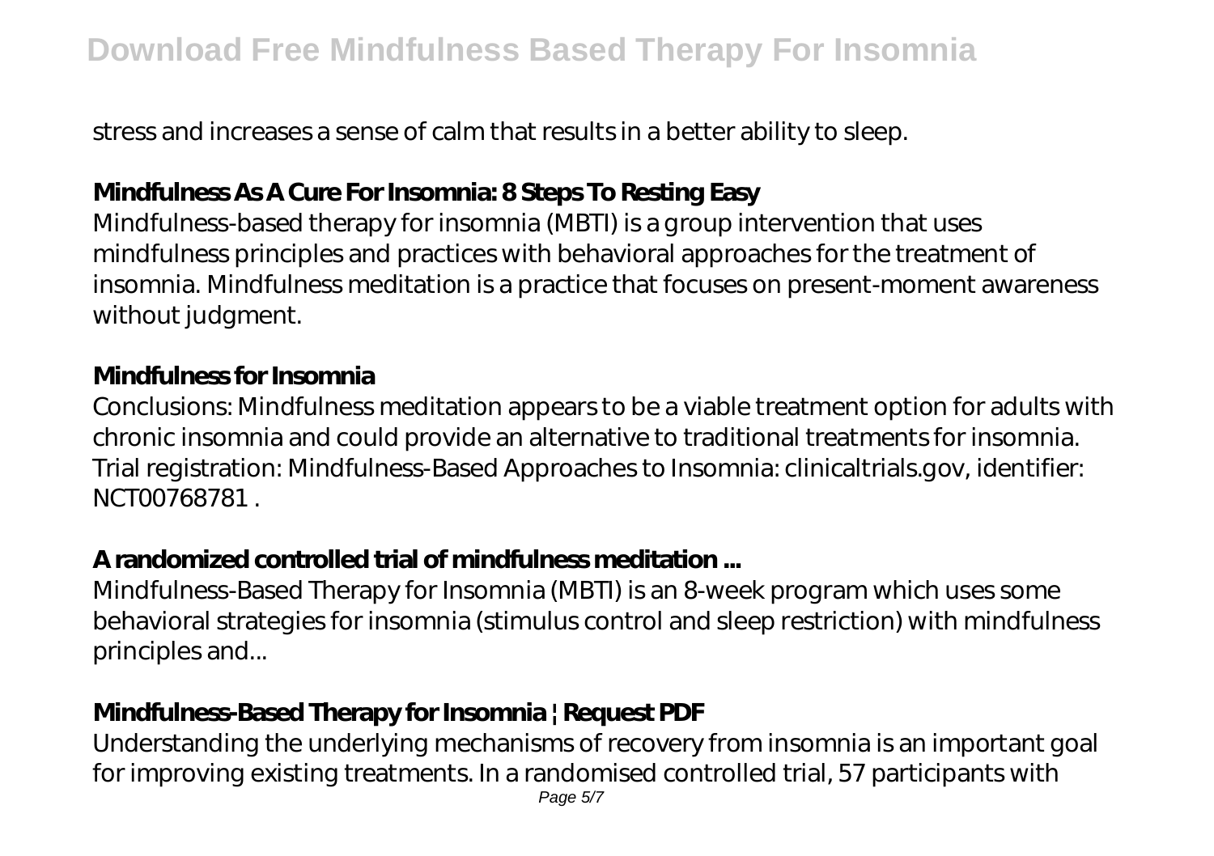stress and increases a sense of calm that results in a better ability to sleep.

### Mindfulness As A Cure For Insomnia: 8 Steps To Resting Easy

Mindfulness-based therapy for insomnia (MBTI) is a group intervention that uses mindfulness principles and practices with behavioral approaches for the treatment of insomnia. Mindfulness meditation is a practice that focuses on present-moment awareness without judgment.

### Mindfulness for Insomnia

Conclusions: Mindfulness meditation appears to be a viable treatment option for adults with chronic insomnia and could provide an alternative to traditional treatments for insomnia. Trial registration: Mindfulness-Based Approaches to Insomnia: clinicaltrials.gov, identifier: NCT00768781 .

### A randomized controlled trial of mindfulness meditation ...

Mindfulness-Based Therapy for Insomnia (MBTI) is an 8-week program which uses some behavioral strategies for insomnia (stimulus control and sleep restriction) with mindfulness principles and...

### Mindfulness-Based Therapy for Insomnia | Request PDF

Understanding the underlying mechanisms of recovery from insomnia is an important goal for improving existing treatments. In a randomised controlled trial, 57 participants with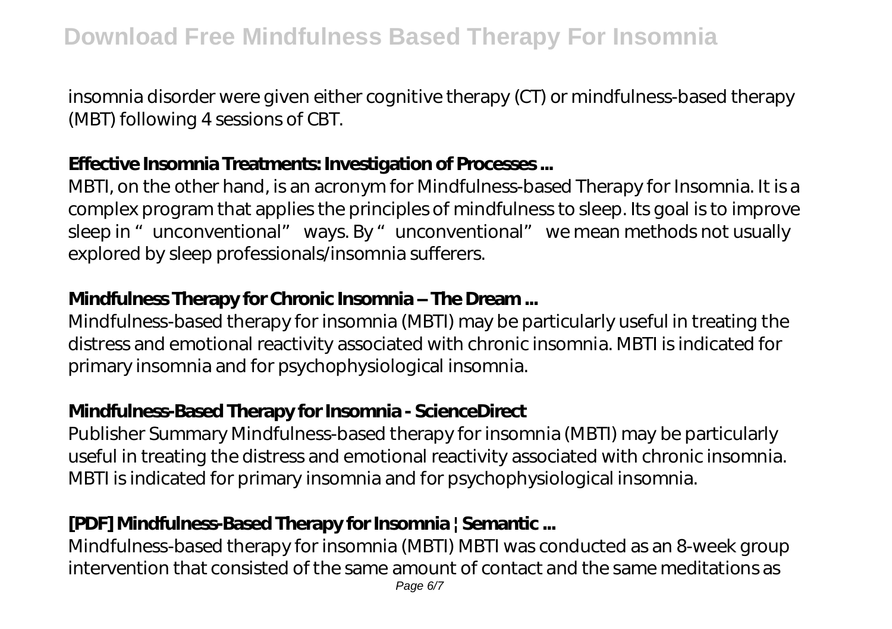insomnia disorder were given either cognitive therapy (CT) or mindfulness-based therapy (MBT) following 4 sessions of CBT.

### Effective Insomnia Treatments: Investigation of Processes ...

MBTI, on the other hand, is an acronym for Mindfulness-based Therapy for Insomnia. It is a complex program that applies the principles of mindfulness to sleep. Its goal is to improve sleep in "unconventional" ways. By "unconventional" we mean methods not usually explored by sleep professionals/insomnia sufferers.

### Mindfulness Therapy for Chronic Insomnia – The Dream ...

Mindfulness-based therapy for insomnia (MBTI) may be particularly useful in treating the distress and emotional reactivity associated with chronic insomnia. MBTI is indicated for primary insomnia and for psychophysiological insomnia.

### Mindfulness-Based Therapy for Insomnia - ScienceDirect

Publisher Summary Mindfulness-based therapy for insomnia (MBTI) may be particularly useful in treating the distress and emotional reactivity associated with chronic insomnia. MBTI is indicated for primary insomnia and for psychophysiological insomnia.

### [PDF] Mindfulness-Based Therapy for Insomnia | Semantic ...

Mindfulness-based therapy for insomnia (MBTI) MBTI was conducted as an 8-week group intervention that consisted of the same amount of contact and the same meditations as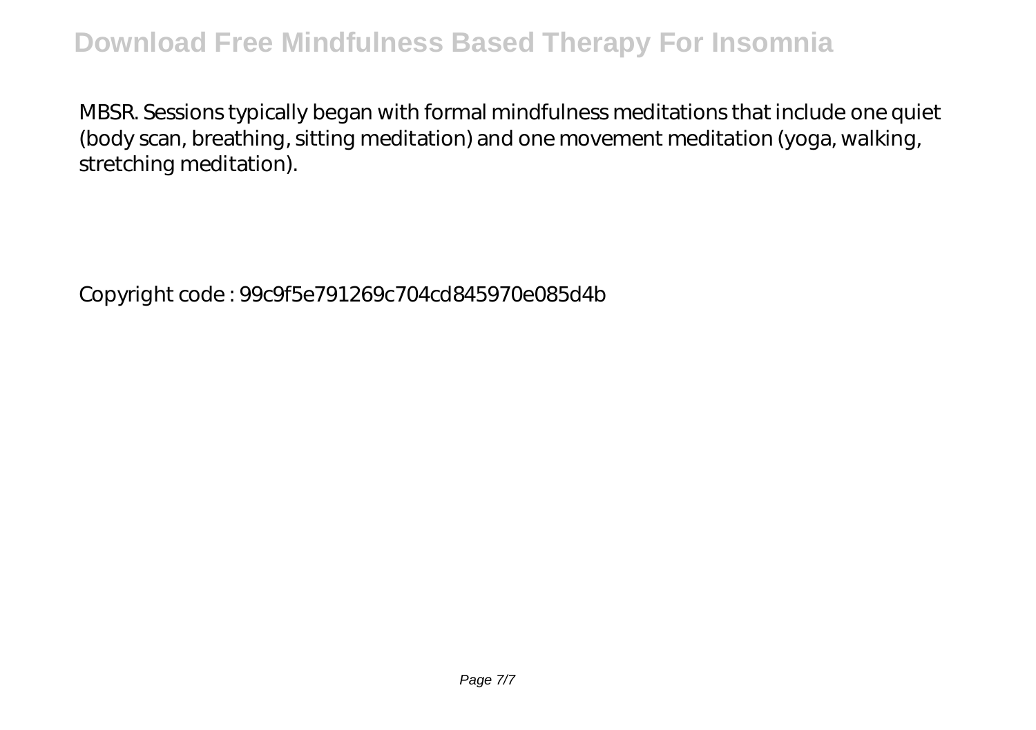MBSR. Sessions typically began with formal mindfulness meditations that include one quiet (body scan, breathing, sitting meditation) and one movement meditation (yoga, walking, stretching meditation).

Copyright code : 99c9f5e791269c704cd845970e085d4b